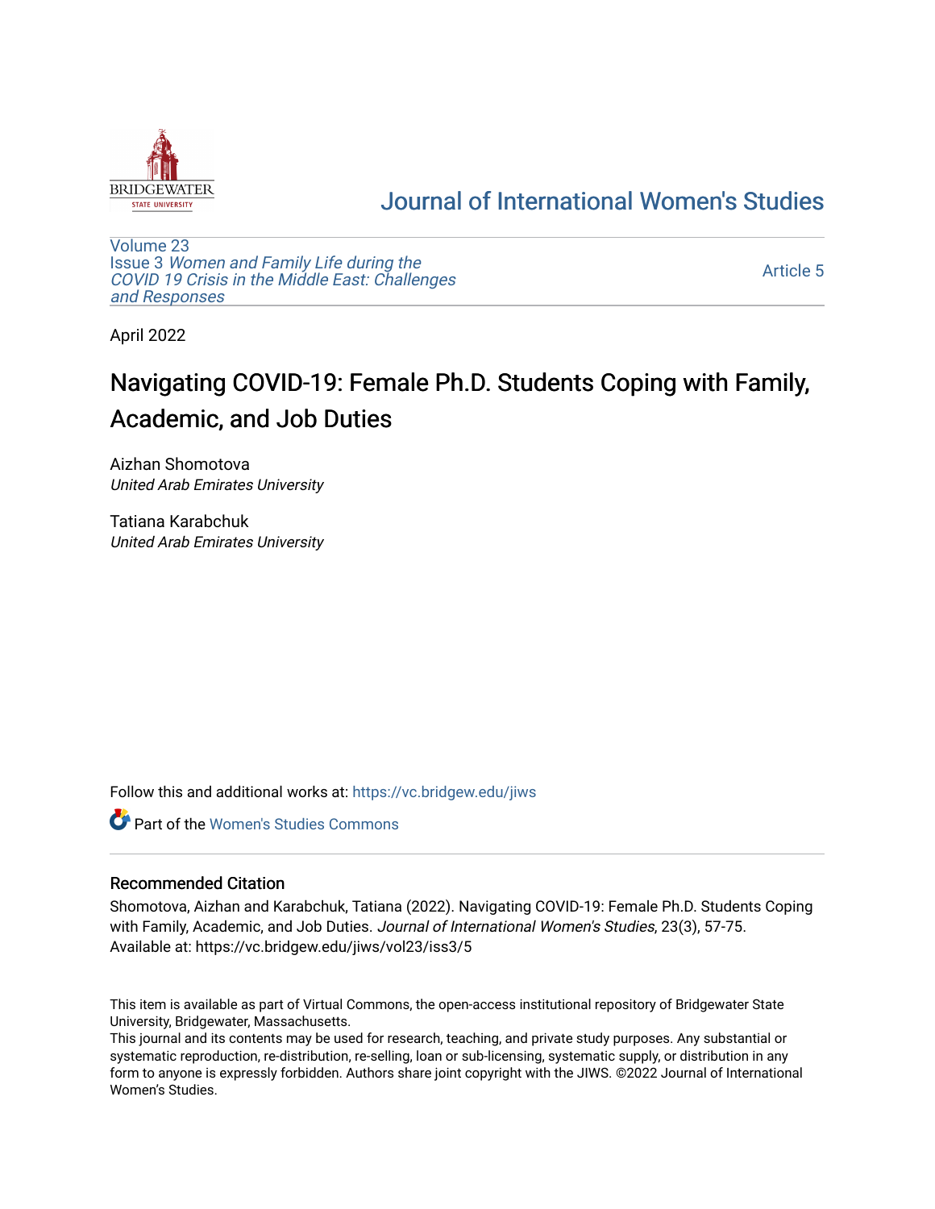Journal of International Women's Studies

Volume 23
Issue 3 *Women and Family Life during the COVID 19 Crisis in the Middle East: Challenges and Responses*

Article 5

April 2022

# Navigating COVID-19: Female Ph.D. Students Coping with Family, Academic, and Job Duties

Aizhan Shomotova
*United Arab Emirates University*

Tatiana Karabchuk
*United Arab Emirates University*

Follow this and additional works at: https://vc.bridgew.edu/jiws

Part of the Women's Studies Commons

## Recommended Citation

Shomotova, Aizhan and Karabchuk, Tatiana (2022). Navigating COVID-19: Female Ph.D. Students Coping with Family, Academic, and Job Duties. *Journal of International Women's Studies*, 23(3), 57-75.
Available at: https://vc.bridgew.edu/jiws/vol23/iss3/5

This item is available as part of Virtual Commons, the open-access institutional repository of Bridgewater State University, Bridgewater, Massachusetts.
This journal and its contents may be used for research, teaching, and private study purposes. Any substantial or systematic reproduction, re-distribution, re-selling, loan or sub-licensing, systematic supply, or distribution in any form to anyone is expressly forbidden. Authors share joint copyright with the JIWS. ©2022 Journal of International Women's Studies.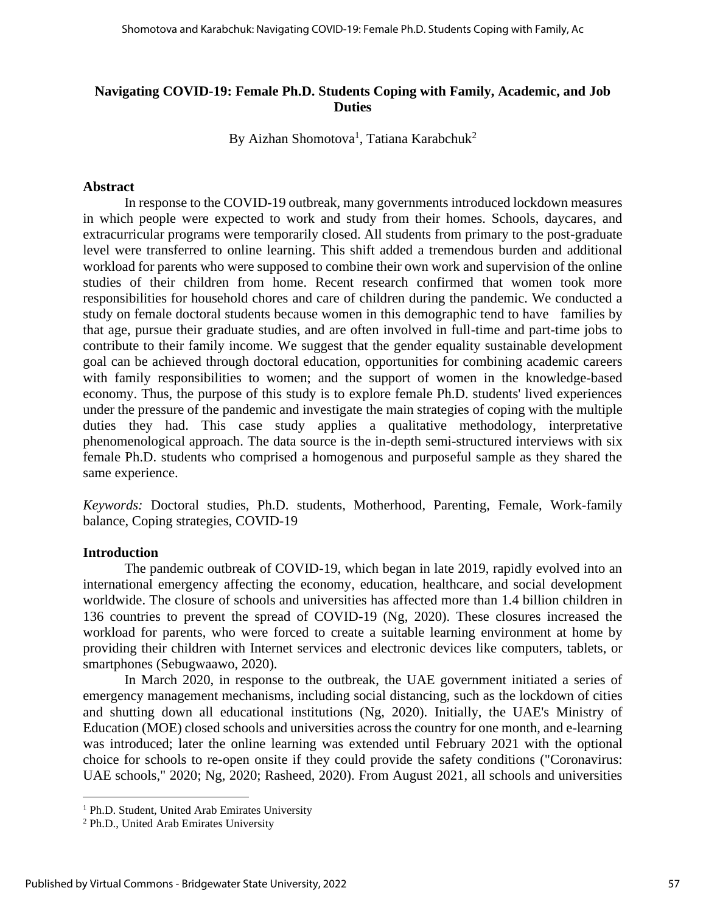# Navigating COVID-19: Female Ph.D. Students Coping with Family, Academic, and Job Duties

By Aizhan Shomotova[1], Tatiana Karabchuk[2]

## Abstract

In response to the COVID-19 outbreak, many governments introduced lockdown measures in which people were expected to work and study from their homes. Schools, daycares, and extracurricular programs were temporarily closed. All students from primary to the post-graduate level were transferred to online learning. This shift added a tremendous burden and additional workload for parents who were supposed to combine their own work and supervision of the online studies of their children from home. Recent research confirmed that women took more responsibilities for household chores and care of children during the pandemic. We conducted a study on female doctoral students because women in this demographic tend to have families by that age, pursue their graduate studies, and are often involved in full-time and part-time jobs to contribute to their family income. We suggest that the gender equality sustainable development goal can be achieved through doctoral education, opportunities for combining academic careers with family responsibilities to women; and the support of women in the knowledge-based economy. Thus, the purpose of this study is to explore female Ph.D. students' lived experiences under the pressure of the pandemic and investigate the main strategies of coping with the multiple duties they had. This case study applies a qualitative methodology, interpretative phenomenological approach. The data source is the in-depth semi-structured interviews with six female Ph.D. students who comprised a homogenous and purposeful sample as they shared the same experience.

*Keywords:* Doctoral studies, Ph.D. students, Motherhood, Parenting, Female, Work-family balance, Coping strategies, COVID-19

## Introduction

The pandemic outbreak of COVID-19, which began in late 2019, rapidly evolved into an international emergency affecting the economy, education, healthcare, and social development worldwide. The closure of schools and universities has affected more than 1.4 billion children in 136 countries to prevent the spread of COVID-19 (Ng, 2020). These closures increased the workload for parents, who were forced to create a suitable learning environment at home by providing their children with Internet services and electronic devices like computers, tablets, or smartphones (Sebugwaawo, 2020).

In March 2020, in response to the outbreak, the UAE government initiated a series of emergency management mechanisms, including social distancing, such as the lockdown of cities and shutting down all educational institutions (Ng, 2020). Initially, the UAE's Ministry of Education (MOE) closed schools and universities across the country for one month, and e-learning was introduced; later the online learning was extended until February 2021 with the optional choice for schools to re-open onsite if they could provide the safety conditions ("Coronavirus: UAE schools," 2020; Ng, 2020; Rasheed, 2020). From August 2021, all schools and universities

---

[1] Ph.D. Student, United Arab Emirates University

[2] Ph.D., United Arab Emirates University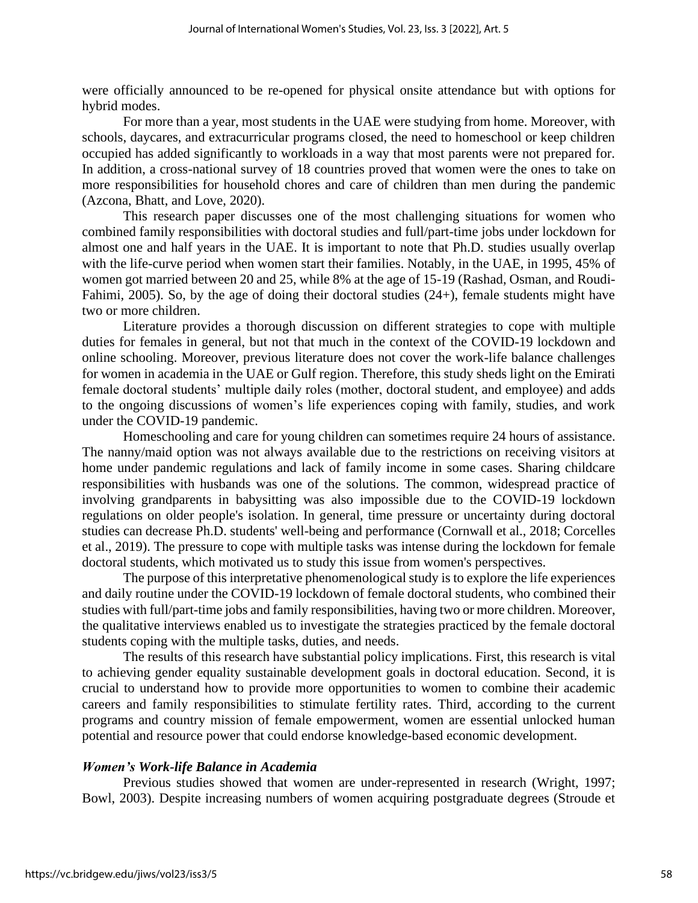were officially announced to be re-opened for physical onsite attendance but with options for hybrid modes.

For more than a year, most students in the UAE were studying from home. Moreover, with schools, daycares, and extracurricular programs closed, the need to homeschool or keep children occupied has added significantly to workloads in a way that most parents were not prepared for. In addition, a cross-national survey of 18 countries proved that women were the ones to take on more responsibilities for household chores and care of children than men during the pandemic (Azcona, Bhatt, and Love, 2020).

This research paper discusses one of the most challenging situations for women who combined family responsibilities with doctoral studies and full/part-time jobs under lockdown for almost one and half years in the UAE. It is important to note that Ph.D. studies usually overlap with the life-curve period when women start their families. Notably, in the UAE, in 1995, 45% of women got married between 20 and 25, while 8% at the age of 15-19 (Rashad, Osman, and Roudi-Fahimi, 2005). So, by the age of doing their doctoral studies (24+), female students might have two or more children.

Literature provides a thorough discussion on different strategies to cope with multiple duties for females in general, but not that much in the context of the COVID-19 lockdown and online schooling. Moreover, previous literature does not cover the work-life balance challenges for women in academia in the UAE or Gulf region. Therefore, this study sheds light on the Emirati female doctoral students' multiple daily roles (mother, doctoral student, and employee) and adds to the ongoing discussions of women's life experiences coping with family, studies, and work under the COVID-19 pandemic.

Homeschooling and care for young children can sometimes require 24 hours of assistance. The nanny/maid option was not always available due to the restrictions on receiving visitors at home under pandemic regulations and lack of family income in some cases. Sharing childcare responsibilities with husbands was one of the solutions. The common, widespread practice of involving grandparents in babysitting was also impossible due to the COVID-19 lockdown regulations on older people's isolation. In general, time pressure or uncertainty during doctoral studies can decrease Ph.D. students' well-being and performance (Cornwall et al., 2018; Corcelles et al., 2019). The pressure to cope with multiple tasks was intense during the lockdown for female doctoral students, which motivated us to study this issue from women's perspectives.

The purpose of this interpretative phenomenological study is to explore the life experiences and daily routine under the COVID-19 lockdown of female doctoral students, who combined their studies with full/part-time jobs and family responsibilities, having two or more children. Moreover, the qualitative interviews enabled us to investigate the strategies practiced by the female doctoral students coping with the multiple tasks, duties, and needs.

The results of this research have substantial policy implications. First, this research is vital to achieving gender equality sustainable development goals in doctoral education. Second, it is crucial to understand how to provide more opportunities to women to combine their academic careers and family responsibilities to stimulate fertility rates. Third, according to the current programs and country mission of female empowerment, women are essential unlocked human potential and resource power that could endorse knowledge-based economic development.

### *Women's Work-life Balance in Academia*

Previous studies showed that women are under-represented in research (Wright, 1997; Bowl, 2003). Despite increasing numbers of women acquiring postgraduate degrees (Stroude et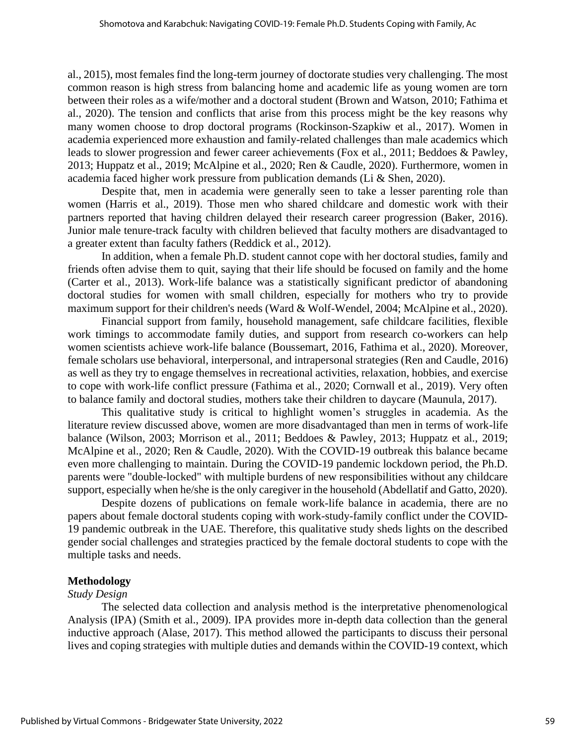al., 2015), most females find the long-term journey of doctorate studies very challenging. The most common reason is high stress from balancing home and academic life as young women are torn between their roles as a wife/mother and a doctoral student (Brown and Watson, 2010; Fathima et al., 2020). The tension and conflicts that arise from this process might be the key reasons why many women choose to drop doctoral programs (Rockinson-Szapkiw et al., 2017). Women in academia experienced more exhaustion and family-related challenges than male academics which leads to slower progression and fewer career achievements (Fox et al., 2011; Beddoes & Pawley, 2013; Huppatz et al., 2019; McAlpine et al., 2020; Ren & Caudle, 2020). Furthermore, women in academia faced higher work pressure from publication demands (Li & Shen, 2020).

Despite that, men in academia were generally seen to take a lesser parenting role than women (Harris et al., 2019). Those men who shared childcare and domestic work with their partners reported that having children delayed their research career progression (Baker, 2016). Junior male tenure-track faculty with children believed that faculty mothers are disadvantaged to a greater extent than faculty fathers (Reddick et al., 2012).

In addition, when a female Ph.D. student cannot cope with her doctoral studies, family and friends often advise them to quit, saying that their life should be focused on family and the home (Carter et al., 2013). Work-life balance was a statistically significant predictor of abandoning doctoral studies for women with small children, especially for mothers who try to provide maximum support for their children's needs (Ward & Wolf-Wendel, 2004; McAlpine et al., 2020).

Financial support from family, household management, safe childcare facilities, flexible work timings to accommodate family duties, and support from research co-workers can help women scientists achieve work-life balance (Boussemart, 2016, Fathima et al., 2020). Moreover, female scholars use behavioral, interpersonal, and intrapersonal strategies (Ren and Caudle, 2016) as well as they try to engage themselves in recreational activities, relaxation, hobbies, and exercise to cope with work-life conflict pressure (Fathima et al., 2020; Cornwall et al., 2019). Very often to balance family and doctoral studies, mothers take their children to daycare (Maunula, 2017).

This qualitative study is critical to highlight women's struggles in academia. As the literature review discussed above, women are more disadvantaged than men in terms of work-life balance (Wilson, 2003; Morrison et al., 2011; Beddoes & Pawley, 2013; Huppatz et al., 2019; McAlpine et al., 2020; Ren & Caudle, 2020). With the COVID-19 outbreak this balance became even more challenging to maintain. During the COVID-19 pandemic lockdown period, the Ph.D. parents were "double-locked" with multiple burdens of new responsibilities without any childcare support, especially when he/she is the only caregiver in the household (Abdellatif and Gatto, 2020).

Despite dozens of publications on female work-life balance in academia, there are no papers about female doctoral students coping with work-study-family conflict under the COVID-19 pandemic outbreak in the UAE. Therefore, this qualitative study sheds lights on the described gender social challenges and strategies practiced by the female doctoral students to cope with the multiple tasks and needs.

## Methodology

### *Study Design*

The selected data collection and analysis method is the interpretative phenomenological Analysis (IPA) (Smith et al., 2009). IPA provides more in-depth data collection than the general inductive approach (Alase, 2017). This method allowed the participants to discuss their personal lives and coping strategies with multiple duties and demands within the COVID-19 context, which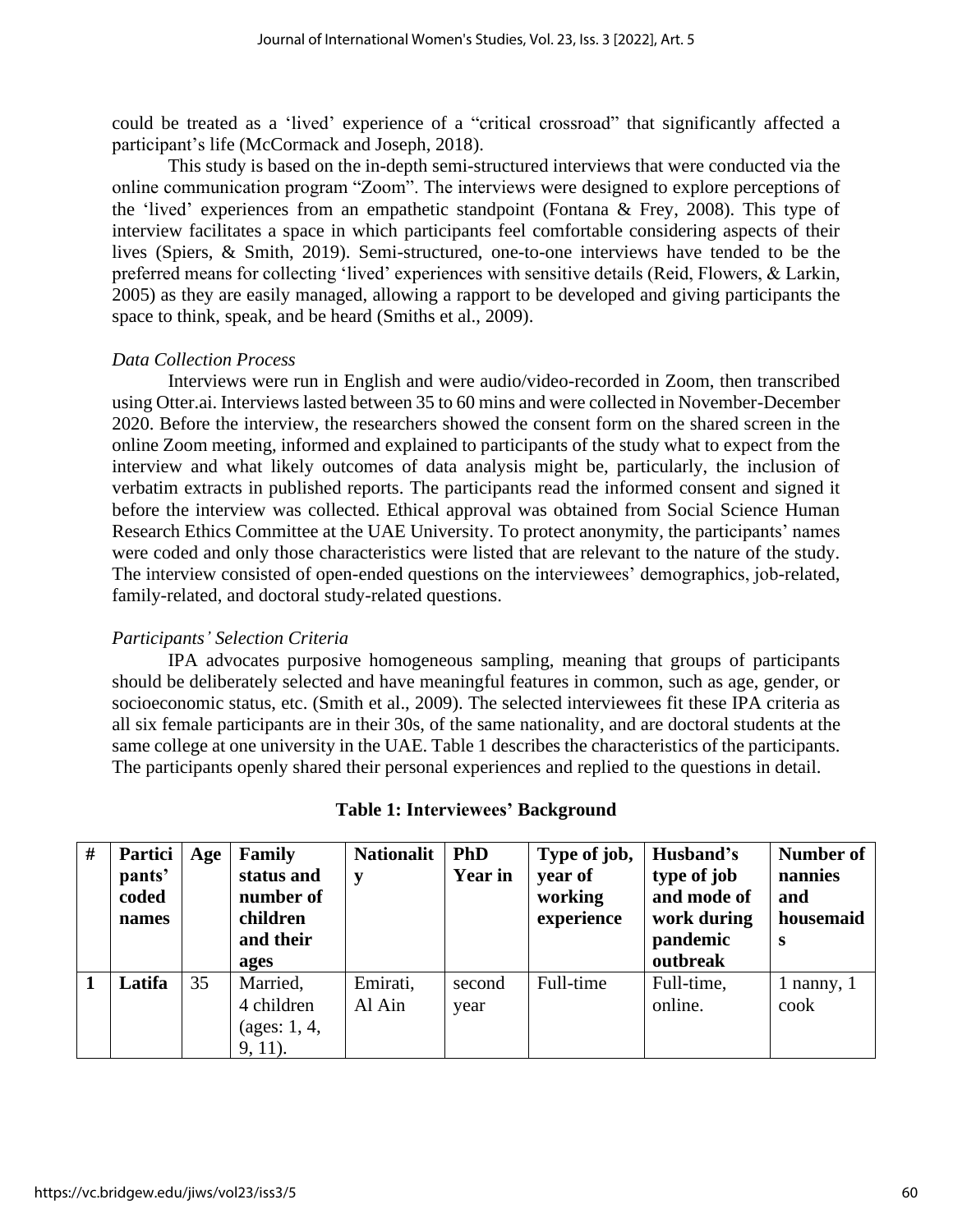could be treated as a 'lived' experience of a "critical crossroad" that significantly affected a participant's life (McCormack and Joseph, 2018).

This study is based on the in-depth semi-structured interviews that were conducted via the online communication program "Zoom". The interviews were designed to explore perceptions of the 'lived' experiences from an empathetic standpoint (Fontana & Frey, 2008). This type of interview facilitates a space in which participants feel comfortable considering aspects of their lives (Spiers, & Smith, 2019). Semi-structured, one-to-one interviews have tended to be the preferred means for collecting 'lived' experiences with sensitive details (Reid, Flowers, & Larkin, 2005) as they are easily managed, allowing a rapport to be developed and giving participants the space to think, speak, and be heard (Smiths et al., 2009).

*Data Collection Process*

Interviews were run in English and were audio/video-recorded in Zoom, then transcribed using Otter.ai. Interviews lasted between 35 to 60 mins and were collected in November-December 2020. Before the interview, the researchers showed the consent form on the shared screen in the online Zoom meeting, informed and explained to participants of the study what to expect from the interview and what likely outcomes of data analysis might be, particularly, the inclusion of verbatim extracts in published reports. The participants read the informed consent and signed it before the interview was collected. Ethical approval was obtained from Social Science Human Research Ethics Committee at the UAE University. To protect anonymity, the participants' names were coded and only those characteristics were listed that are relevant to the nature of the study. The interview consisted of open-ended questions on the interviewees' demographics, job-related, family-related, and doctoral study-related questions.

*Participants' Selection Criteria*

IPA advocates purposive homogeneous sampling, meaning that groups of participants should be deliberately selected and have meaningful features in common, such as age, gender, or socioeconomic status, etc. (Smith et al., 2009). The selected interviewees fit these IPA criteria as all six female participants are in their 30s, of the same nationality, and are doctoral students at the same college at one university in the UAE. Table 1 describes the characteristics of the participants. The participants openly shared their personal experiences and replied to the questions in detail.

**Table 1: Interviewees' Background**

| # | Participants' coded names | Age | Family status and number of children and their ages | Nationality | PhD Year in | Type of job, year of working experience | Husband's type of job and mode of work during pandemic outbreak | Number of nannies and housemaids |
|---|---|---|---|---|---|---|---|---|
| **1** | **Latifa** | 35 | Married, 4 children (ages: 1, 4, 9, 11). | Emirati, Al Ain | second year | Full-time | Full-time, online. | 1 nanny, 1 cook |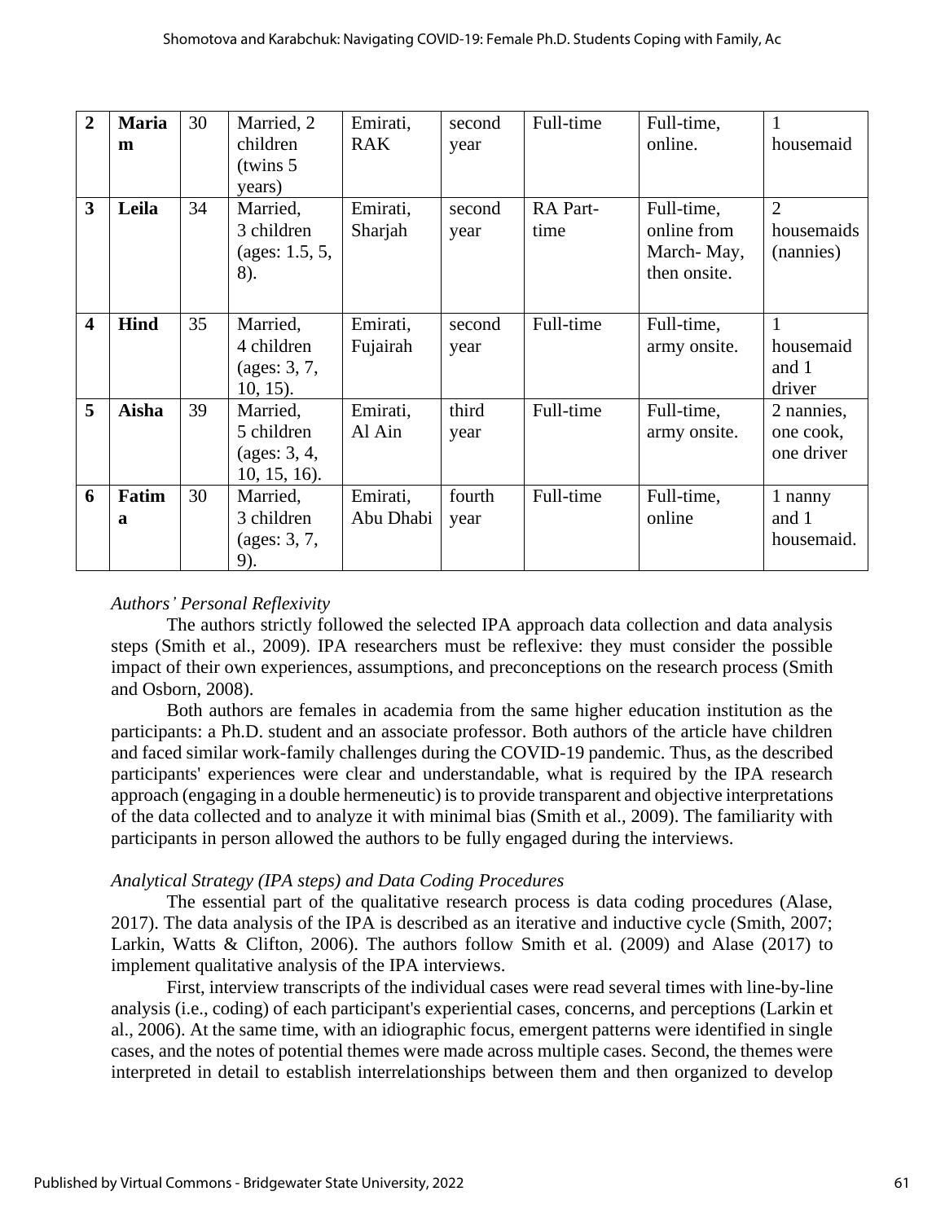| **2** | **Mariam** | 30 | Married, 2 children (twins 5 years) | Emirati, RAK | second year | Full-time | Full-time, online. | 1 housemaid |
|---|---|---|---|---|---|---|---|---|
| **3** | **Leila** | 34 | Married, 3 children (ages: 1.5, 5, 8). | Emirati, Sharjah | second year | RA Part-time | Full-time, online from March- May, then onsite. | 2 housemaids (nannies) |
| **4** | **Hind** | 35 | Married, 4 children (ages: 3, 7, 10, 15). | Emirati, Fujairah | second year | Full-time | Full-time, army onsite. | 1 housemaid and 1 driver |
| **5** | **Aisha** | 39 | Married, 5 children (ages: 3, 4, 10, 15, 16). | Emirati, Al Ain | third year | Full-time | Full-time, army onsite. | 2 nannies, one cook, one driver |
| **6** | **Fatima** | 30 | Married, 3 children (ages: 3, 7, 9). | Emirati, Abu Dhabi | fourth year | Full-time | Full-time, online | 1 nanny and 1 housemaid. |

*Authors' Personal Reflexivity*

The authors strictly followed the selected IPA approach data collection and data analysis steps (Smith et al., 2009). IPA researchers must be reflexive: they must consider the possible impact of their own experiences, assumptions, and preconceptions on the research process (Smith and Osborn, 2008).

Both authors are females in academia from the same higher education institution as the participants: a Ph.D. student and an associate professor. Both authors of the article have children and faced similar work-family challenges during the COVID-19 pandemic. Thus, as the described participants' experiences were clear and understandable, what is required by the IPA research approach (engaging in a double hermeneutic) is to provide transparent and objective interpretations of the data collected and to analyze it with minimal bias (Smith et al., 2009). The familiarity with participants in person allowed the authors to be fully engaged during the interviews.

*Analytical Strategy (IPA steps) and Data Coding Procedures*

The essential part of the qualitative research process is data coding procedures (Alase, 2017). The data analysis of the IPA is described as an iterative and inductive cycle (Smith, 2007; Larkin, Watts & Clifton, 2006). The authors follow Smith et al. (2009) and Alase (2017) to implement qualitative analysis of the IPA interviews.

First, interview transcripts of the individual cases were read several times with line-by-line analysis (i.e., coding) of each participant's experiential cases, concerns, and perceptions (Larkin et al., 2006). At the same time, with an idiographic focus, emergent patterns were identified in single cases, and the notes of potential themes were made across multiple cases. Second, the themes were interpreted in detail to establish interrelationships between them and then organized to develop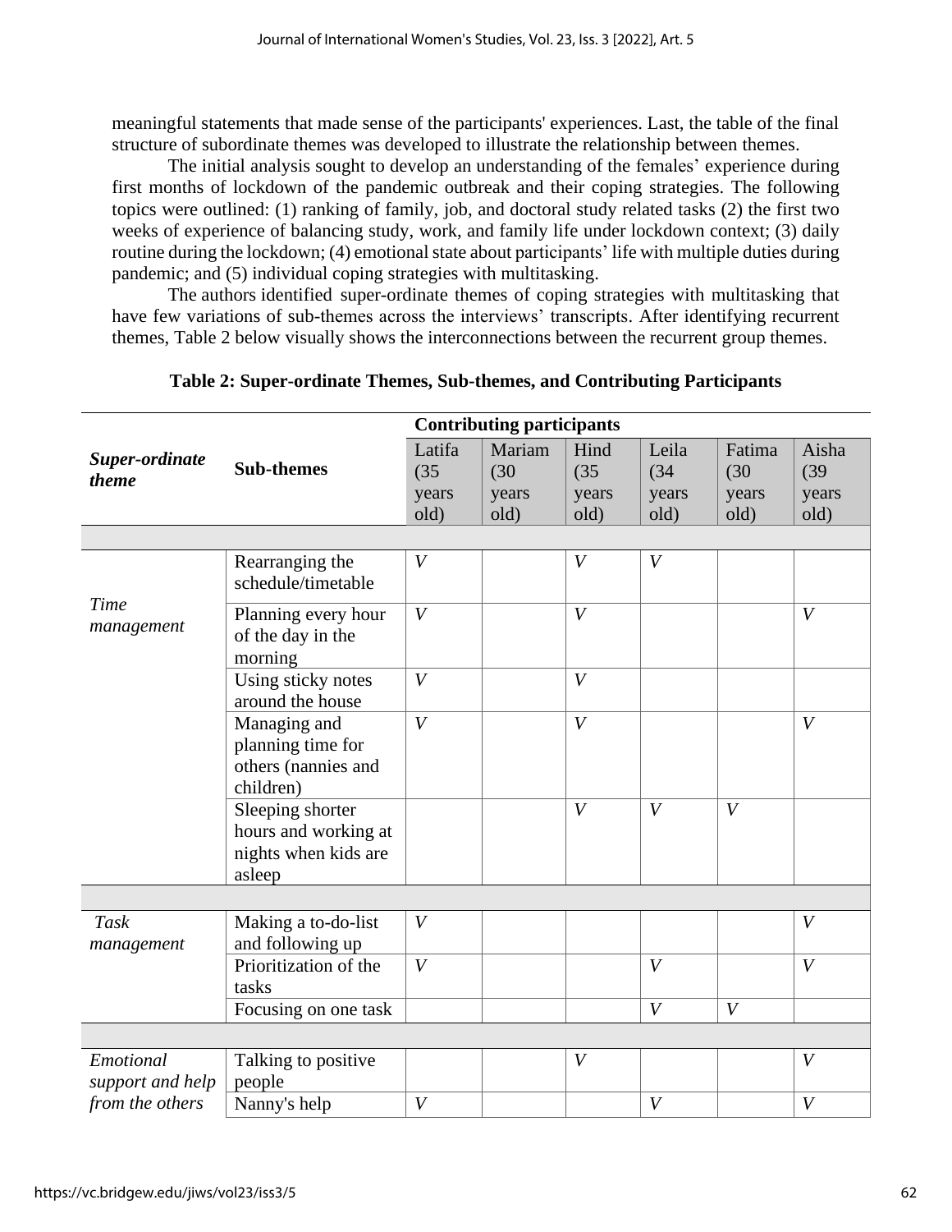meaningful statements that made sense of the participants' experiences. Last, the table of the final structure of subordinate themes was developed to illustrate the relationship between themes.

The initial analysis sought to develop an understanding of the females' experience during first months of lockdown of the pandemic outbreak and their coping strategies. The following topics were outlined: (1) ranking of family, job, and doctoral study related tasks (2) the first two weeks of experience of balancing study, work, and family life under lockdown context; (3) daily routine during the lockdown; (4) emotional state about participants' life with multiple duties during pandemic; and (5) individual coping strategies with multitasking.

The authors identified super-ordinate themes of coping strategies with multitasking that have few variations of sub-themes across the interviews' transcripts. After identifying recurrent themes, Table 2 below visually shows the interconnections between the recurrent group themes.

**Table 2: Super-ordinate Themes, Sub-themes, and Contributing Participants**

| ***Super-ordinate theme*** | **Sub-themes** | **Contributing participants** | | | | | |
|---|---|---|---|---|---|---|---|
| | | Latifa (35 years old) | Mariam (30 years old) | Hind (35 years old) | Leila (34 years old) | Fatima (30 years old) | Aisha (39 years old) |
| *Time management* | Rearranging the schedule/timetable | *V* | | *V* | *V* | | |
| | Planning every hour of the day in the morning | *V* | | *V* | | | *V* |
| | Using sticky notes around the house | *V* | | *V* | | | |
| | Managing and planning time for others (nannies and children) | *V* | | *V* | | | *V* |
| | Sleeping shorter hours and working at nights when kids are asleep | | | *V* | *V* | *V* | |
| *Task management* | Making a to-do-list and following up | *V* | | | | | *V* |
| | Prioritization of the tasks | *V* | | | *V* | | *V* |
| | Focusing on one task | | | | *V* | *V* | |
| *Emotional support and help from the others* | Talking to positive people | | | *V* | | | *V* |
| | Nanny's help | *V* | | | *V* | | *V* |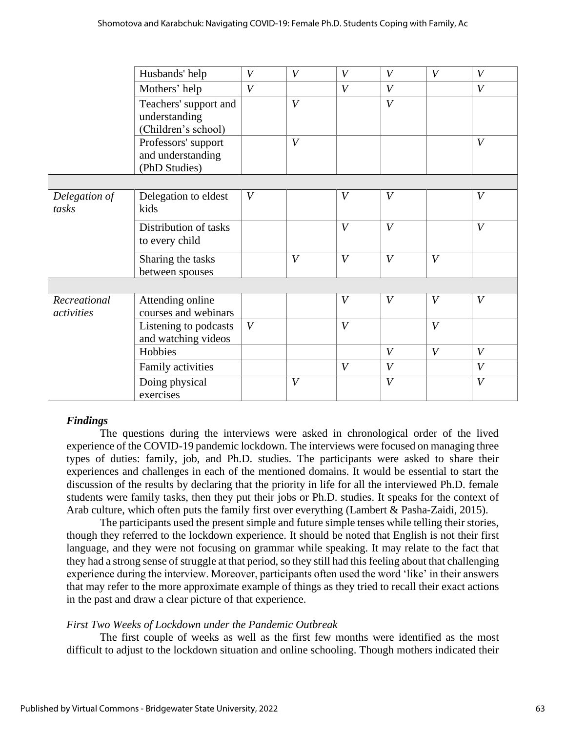| | | | | | | | |
|---|---|---|---|---|---|---|---|
| | Husbands' help | *V* | *V* | *V* | *V* | *V* | *V* |
| | Mothers' help | *V* | | *V* | *V* | | *V* |
| | Teachers' support and understanding (Children's school) | | *V* | | *V* | | |
| | Professors' support and understanding (PhD Studies) | | *V* | | | | *V* |
| | | | | | | | |
| *Delegation of tasks* | Delegation to eldest kids | *V* | | *V* | *V* | | *V* |
| | Distribution of tasks to every child | | | *V* | *V* | | *V* |
| | Sharing the tasks between spouses | | *V* | *V* | *V* | *V* | |
| | | | | | | | |
| *Recreational activities* | Attending online courses and webinars | | | *V* | *V* | *V* | *V* |
| | Listening to podcasts and watching videos | *V* | | *V* | | *V* | |
| | Hobbies | | | | *V* | *V* | *V* |
| | Family activities | | | *V* | *V* | | *V* |
| | Doing physical exercises | | *V* | | *V* | | *V* |

### *Findings*

The questions during the interviews were asked in chronological order of the lived experience of the COVID-19 pandemic lockdown. The interviews were focused on managing three types of duties: family, job, and Ph.D. studies. The participants were asked to share their experiences and challenges in each of the mentioned domains. It would be essential to start the discussion of the results by declaring that the priority in life for all the interviewed Ph.D. female students were family tasks, then they put their jobs or Ph.D. studies. It speaks for the context of Arab culture, which often puts the family first over everything (Lambert & Pasha-Zaidi, 2015).

The participants used the present simple and future simple tenses while telling their stories, though they referred to the lockdown experience. It should be noted that English is not their first language, and they were not focusing on grammar while speaking. It may relate to the fact that they had a strong sense of struggle at that period, so they still had this feeling about that challenging experience during the interview. Moreover, participants often used the word 'like' in their answers that may refer to the more approximate example of things as they tried to recall their exact actions in the past and draw a clear picture of that experience.

#### *First Two Weeks of Lockdown under the Pandemic Outbreak*

The first couple of weeks as well as the first few months were identified as the most difficult to adjust to the lockdown situation and online schooling. Though mothers indicated their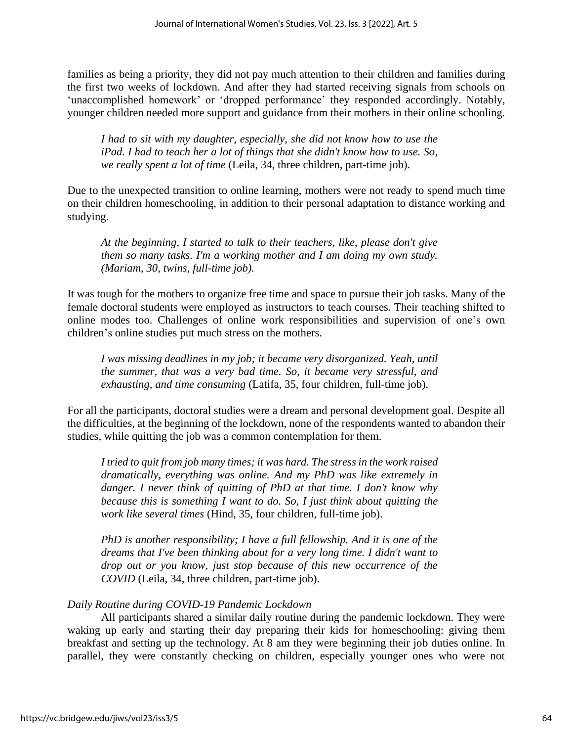families as being a priority, they did not pay much attention to their children and families during the first two weeks of lockdown. And after they had started receiving signals from schools on 'unaccomplished homework' or 'dropped performance' they responded accordingly. Notably, younger children needed more support and guidance from their mothers in their online schooling.

> *I had to sit with my daughter, especially, she did not know how to use the iPad. I had to teach her a lot of things that she didn't know how to use. So, we really spent a lot of time* (Leila, 34, three children, part-time job).

Due to the unexpected transition to online learning, mothers were not ready to spend much time on their children homeschooling, in addition to their personal adaptation to distance working and studying.

> *At the beginning, I started to talk to their teachers, like, please don't give them so many tasks. I'm a working mother and I am doing my own study. (Mariam, 30, twins, full-time job).*

It was tough for the mothers to organize free time and space to pursue their job tasks. Many of the female doctoral students were employed as instructors to teach courses. Their teaching shifted to online modes too. Challenges of online work responsibilities and supervision of one's own children's online studies put much stress on the mothers.

> *I was missing deadlines in my job; it became very disorganized. Yeah, until the summer, that was a very bad time. So, it became very stressful, and exhausting, and time consuming* (Latifa, 35, four children, full-time job).

For all the participants, doctoral studies were a dream and personal development goal. Despite all the difficulties, at the beginning of the lockdown, none of the respondents wanted to abandon their studies, while quitting the job was a common contemplation for them.

> *I tried to quit from job many times; it was hard. The stress in the work raised dramatically, everything was online. And my PhD was like extremely in danger. I never think of quitting of PhD at that time. I don't know why because this is something I want to do. So, I just think about quitting the work like several times* (Hind, 35, four children, full-time job).

> *PhD is another responsibility; I have a full fellowship. And it is one of the dreams that I've been thinking about for a very long time. I didn't want to drop out or you know, just stop because of this new occurrence of the COVID* (Leila, 34, three children, part-time job).

*Daily Routine during COVID-19 Pandemic Lockdown*

All participants shared a similar daily routine during the pandemic lockdown. They were waking up early and starting their day preparing their kids for homeschooling: giving them breakfast and setting up the technology. At 8 am they were beginning their job duties online. In parallel, they were constantly checking on children, especially younger ones who were not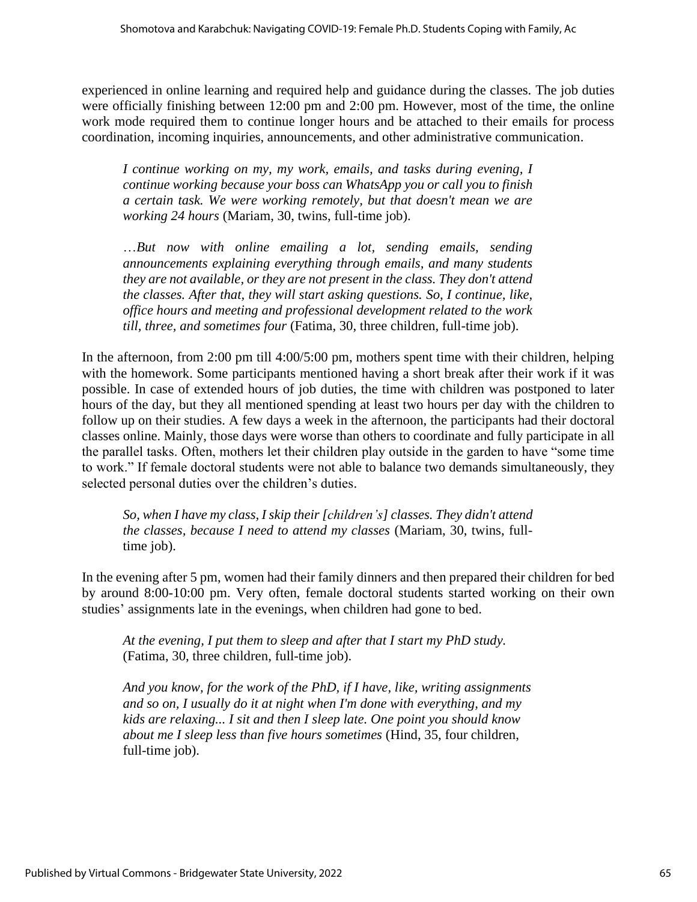experienced in online learning and required help and guidance during the classes. The job duties were officially finishing between 12:00 pm and 2:00 pm. However, most of the time, the online work mode required them to continue longer hours and be attached to their emails for process coordination, incoming inquiries, announcements, and other administrative communication.

> *I continue working on my, my work, emails, and tasks during evening, I continue working because your boss can WhatsApp you or call you to finish a certain task. We were working remotely, but that doesn't mean we are working 24 hours* (Mariam, 30, twins, full-time job).

> *…But now with online emailing a lot, sending emails, sending announcements explaining everything through emails, and many students they are not available, or they are not present in the class. They don't attend the classes. After that, they will start asking questions. So, I continue, like, office hours and meeting and professional development related to the work till, three, and sometimes four* (Fatima, 30, three children, full-time job).

In the afternoon, from 2:00 pm till 4:00/5:00 pm, mothers spent time with their children, helping with the homework. Some participants mentioned having a short break after their work if it was possible. In case of extended hours of job duties, the time with children was postponed to later hours of the day, but they all mentioned spending at least two hours per day with the children to follow up on their studies. A few days a week in the afternoon, the participants had their doctoral classes online. Mainly, those days were worse than others to coordinate and fully participate in all the parallel tasks. Often, mothers let their children play outside in the garden to have "some time to work." If female doctoral students were not able to balance two demands simultaneously, they selected personal duties over the children's duties.

> *So, when I have my class, I skip their [children's] classes. They didn't attend the classes, because I need to attend my classes* (Mariam, 30, twins, full-time job).

In the evening after 5 pm, women had their family dinners and then prepared their children for bed by around 8:00-10:00 pm. Very often, female doctoral students started working on their own studies' assignments late in the evenings, when children had gone to bed.

> *At the evening, I put them to sleep and after that I start my PhD study.* (Fatima, 30, three children, full-time job).

> *And you know, for the work of the PhD, if I have, like, writing assignments and so on, I usually do it at night when I'm done with everything, and my kids are relaxing... I sit and then I sleep late. One point you should know about me I sleep less than five hours sometimes* (Hind, 35, four children, full-time job).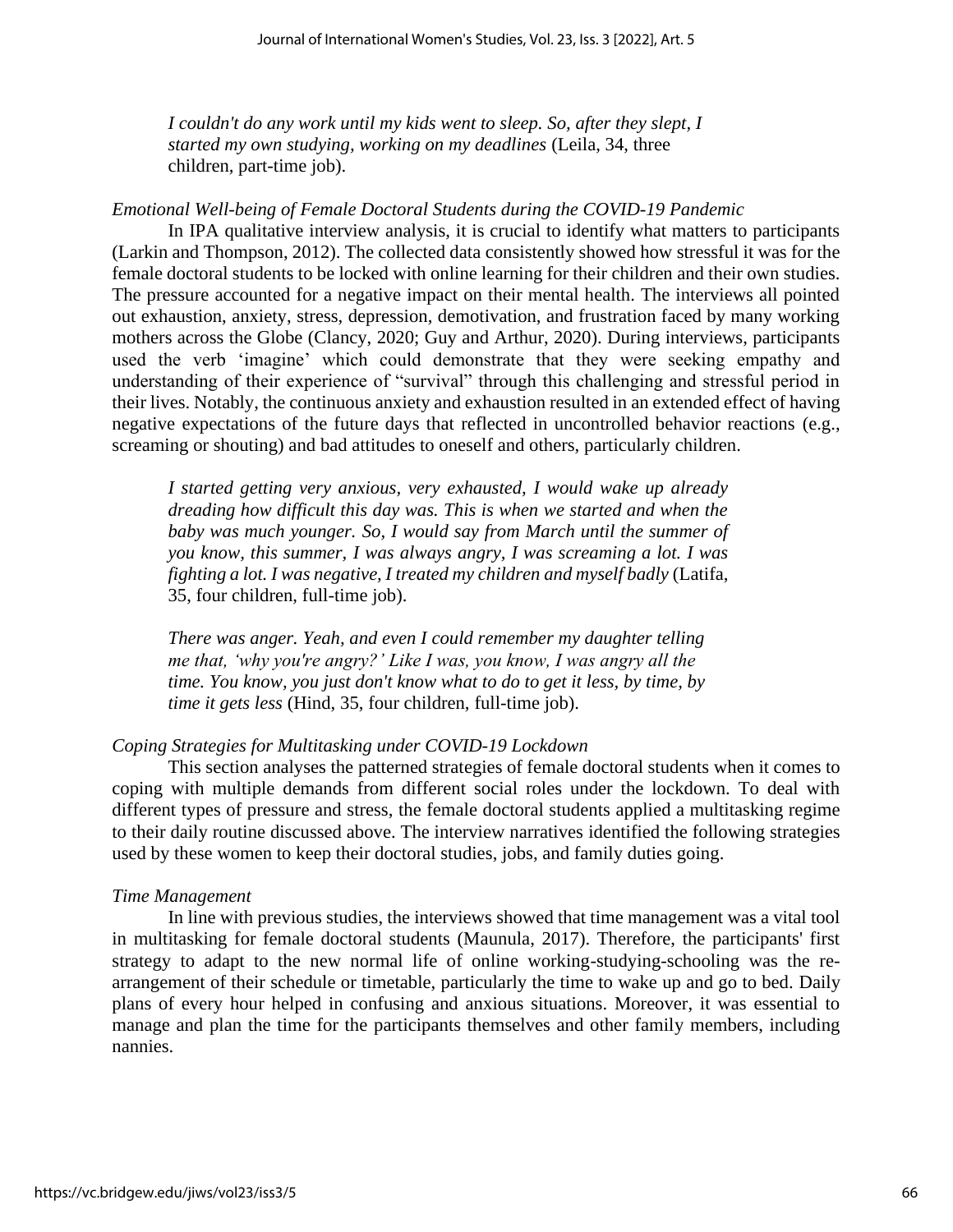> *I couldn't do any work until my kids went to sleep. So, after they slept, I started my own studying, working on my deadlines* (Leila, 34, three children, part-time job).

### *Emotional Well-being of Female Doctoral Students during the COVID-19 Pandemic*

In IPA qualitative interview analysis, it is crucial to identify what matters to participants (Larkin and Thompson, 2012). The collected data consistently showed how stressful it was for the female doctoral students to be locked with online learning for their children and their own studies. The pressure accounted for a negative impact on their mental health. The interviews all pointed out exhaustion, anxiety, stress, depression, demotivation, and frustration faced by many working mothers across the Globe (Clancy, 2020; Guy and Arthur, 2020). During interviews, participants used the verb 'imagine' which could demonstrate that they were seeking empathy and understanding of their experience of "survival" through this challenging and stressful period in their lives. Notably, the continuous anxiety and exhaustion resulted in an extended effect of having negative expectations of the future days that reflected in uncontrolled behavior reactions (e.g., screaming or shouting) and bad attitudes to oneself and others, particularly children.

> *I started getting very anxious, very exhausted, I would wake up already dreading how difficult this day was. This is when we started and when the baby was much younger. So, I would say from March until the summer of you know, this summer, I was always angry, I was screaming a lot. I was fighting a lot. I was negative, I treated my children and myself badly* (Latifa, 35, four children, full-time job).

> *There was anger. Yeah, and even I could remember my daughter telling me that, 'why you're angry?' Like I was, you know, I was angry all the time. You know, you just don't know what to do to get it less, by time, by time it gets less* (Hind, 35, four children, full-time job).

### *Coping Strategies for Multitasking under COVID-19 Lockdown*

This section analyses the patterned strategies of female doctoral students when it comes to coping with multiple demands from different social roles under the lockdown. To deal with different types of pressure and stress, the female doctoral students applied a multitasking regime to their daily routine discussed above. The interview narratives identified the following strategies used by these women to keep their doctoral studies, jobs, and family duties going.

### *Time Management*

In line with previous studies, the interviews showed that time management was a vital tool in multitasking for female doctoral students (Maunula, 2017). Therefore, the participants' first strategy to adapt to the new normal life of online working-studying-schooling was the re-arrangement of their schedule or timetable, particularly the time to wake up and go to bed. Daily plans of every hour helped in confusing and anxious situations. Moreover, it was essential to manage and plan the time for the participants themselves and other family members, including nannies.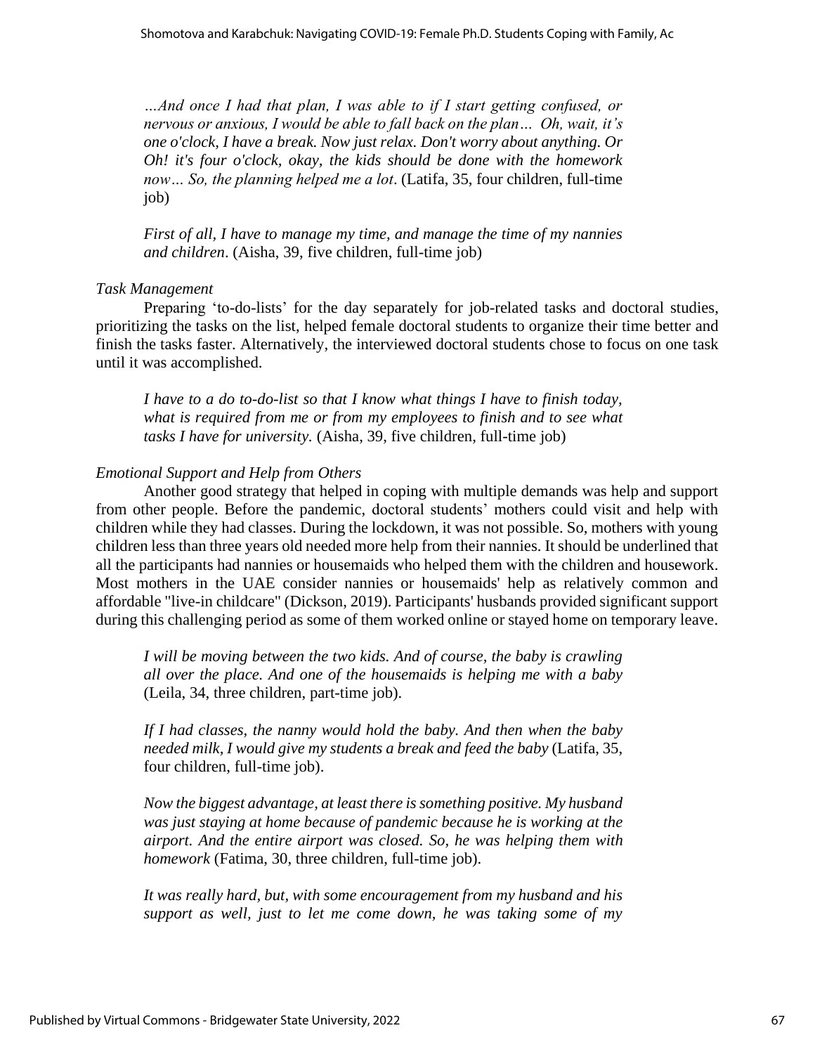*…And once I had that plan, I was able to if I start getting confused, or nervous or anxious, I would be able to fall back on the plan… Oh, wait, it's one o'clock, I have a break. Now just relax. Don't worry about anything. Or Oh! it's four o'clock, okay, the kids should be done with the homework now… So, the planning helped me a lot*. (Latifa, 35, four children, full-time job)

> *First of all, I have to manage my time, and manage the time of my nannies and children*. (Aisha, 39, five children, full-time job)

*Task Management*

Preparing 'to-do-lists' for the day separately for job-related tasks and doctoral studies, prioritizing the tasks on the list, helped female doctoral students to organize their time better and finish the tasks faster. Alternatively, the interviewed doctoral students chose to focus on one task until it was accomplished.

> *I have to a do to-do-list so that I know what things I have to finish today, what is required from me or from my employees to finish and to see what tasks I have for university.* (Aisha, 39, five children, full-time job)

*Emotional Support and Help from Others*

Another good strategy that helped in coping with multiple demands was help and support from other people. Before the pandemic, doctoral students' mothers could visit and help with children while they had classes. During the lockdown, it was not possible. So, mothers with young children less than three years old needed more help from their nannies. It should be underlined that all the participants had nannies or housemaids who helped them with the children and housework. Most mothers in the UAE consider nannies or housemaids' help as relatively common and affordable "live-in childcare" (Dickson, 2019). Participants' husbands provided significant support during this challenging period as some of them worked online or stayed home on temporary leave.

> *I will be moving between the two kids. And of course, the baby is crawling all over the place. And one of the housemaids is helping me with a baby* (Leila, 34, three children, part-time job).

> *If I had classes, the nanny would hold the baby. And then when the baby needed milk, I would give my students a break and feed the baby* (Latifa, 35, four children, full-time job).

> *Now the biggest advantage, at least there is something positive. My husband was just staying at home because of pandemic because he is working at the airport. And the entire airport was closed. So, he was helping them with homework* (Fatima, 30, three children, full-time job).

> *It was really hard, but, with some encouragement from my husband and his support as well, just to let me come down, he was taking some of my*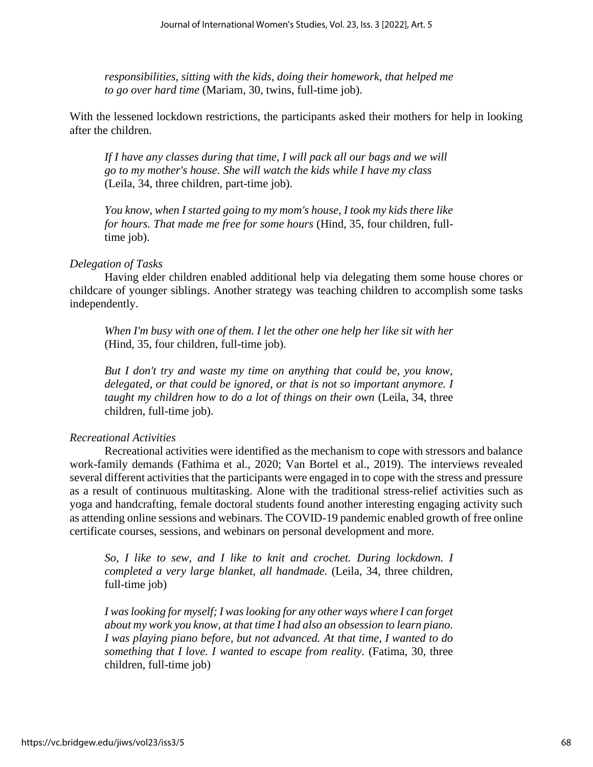> *responsibilities, sitting with the kids, doing their homework, that helped me to go over hard time* (Mariam, 30, twins, full-time job).

With the lessened lockdown restrictions, the participants asked their mothers for help in looking after the children.

> *If I have any classes during that time, I will pack all our bags and we will go to my mother's house. She will watch the kids while I have my class* (Leila, 34, three children, part-time job).

> *You know, when I started going to my mom's house, I took my kids there like for hours. That made me free for some hours* (Hind, 35, four children, full-time job).

*Delegation of Tasks*

Having elder children enabled additional help via delegating them some house chores or childcare of younger siblings. Another strategy was teaching children to accomplish some tasks independently.

> *When I'm busy with one of them. I let the other one help her like sit with her* (Hind, 35, four children, full-time job).

> *But I don't try and waste my time on anything that could be, you know, delegated, or that could be ignored, or that is not so important anymore. I taught my children how to do a lot of things on their own* (Leila, 34, three children, full-time job).

*Recreational Activities*

Recreational activities were identified as the mechanism to cope with stressors and balance work-family demands (Fathima et al., 2020; Van Bortel et al., 2019). The interviews revealed several different activities that the participants were engaged in to cope with the stress and pressure as a result of continuous multitasking. Alone with the traditional stress-relief activities such as yoga and handcrafting, female doctoral students found another interesting engaging activity such as attending online sessions and webinars. The COVID-19 pandemic enabled growth of free online certificate courses, sessions, and webinars on personal development and more.

> *So, I like to sew, and I like to knit and crochet. During lockdown. I completed a very large blanket, all handmade.* (Leila, 34, three children, full-time job)

> *I was looking for myself; I was looking for any other ways where I can forget about my work you know, at that time I had also an obsession to learn piano. I was playing piano before, but not advanced. At that time, I wanted to do something that I love. I wanted to escape from reality.* (Fatima, 30, three children, full-time job)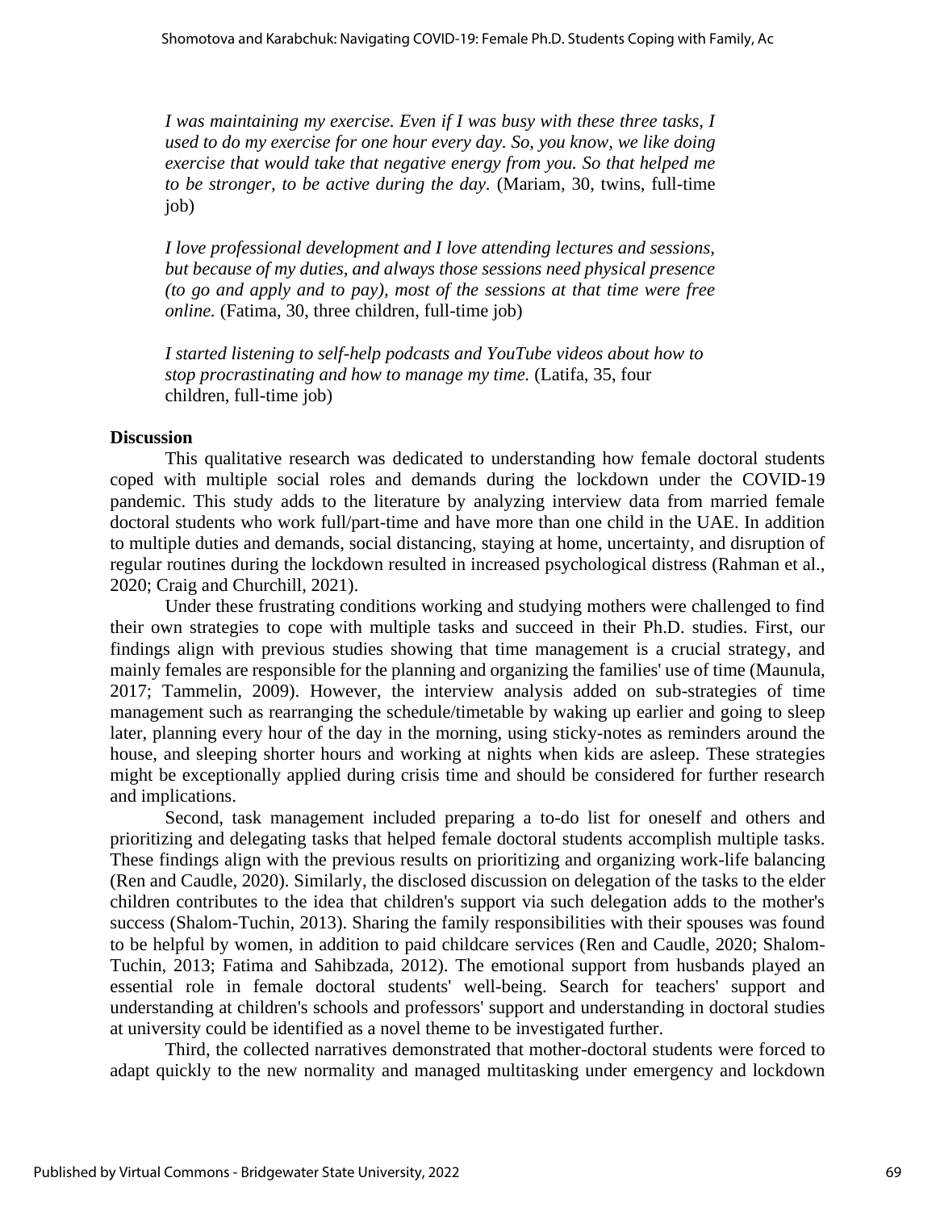> *I was maintaining my exercise. Even if I was busy with these three tasks, I used to do my exercise for one hour every day. So, you know, we like doing exercise that would take that negative energy from you. So that helped me to be stronger, to be active during the day.* (Mariam, 30, twins, full-time job)

> *I love professional development and I love attending lectures and sessions, but because of my duties, and always those sessions need physical presence (to go and apply and to pay), most of the sessions at that time were free online.* (Fatima, 30, three children, full-time job)

> *I started listening to self-help podcasts and YouTube videos about how to stop procrastinating and how to manage my time.* (Latifa, 35, four children, full-time job)

## Discussion

This qualitative research was dedicated to understanding how female doctoral students coped with multiple social roles and demands during the lockdown under the COVID-19 pandemic. This study adds to the literature by analyzing interview data from married female doctoral students who work full/part-time and have more than one child in the UAE. In addition to multiple duties and demands, social distancing, staying at home, uncertainty, and disruption of regular routines during the lockdown resulted in increased psychological distress (Rahman et al., 2020; Craig and Churchill, 2021).

Under these frustrating conditions working and studying mothers were challenged to find their own strategies to cope with multiple tasks and succeed in their Ph.D. studies. First, our findings align with previous studies showing that time management is a crucial strategy, and mainly females are responsible for the planning and organizing the families' use of time (Maunula, 2017; Tammelin, 2009). However, the interview analysis added on sub-strategies of time management such as rearranging the schedule/timetable by waking up earlier and going to sleep later, planning every hour of the day in the morning, using sticky-notes as reminders around the house, and sleeping shorter hours and working at nights when kids are asleep. These strategies might be exceptionally applied during crisis time and should be considered for further research and implications.

Second, task management included preparing a to-do list for oneself and others and prioritizing and delegating tasks that helped female doctoral students accomplish multiple tasks. These findings align with the previous results on prioritizing and organizing work-life balancing (Ren and Caudle, 2020). Similarly, the disclosed discussion on delegation of the tasks to the elder children contributes to the idea that children's support via such delegation adds to the mother's success (Shalom-Tuchin, 2013). Sharing the family responsibilities with their spouses was found to be helpful by women, in addition to paid childcare services (Ren and Caudle, 2020; Shalom-Tuchin, 2013; Fatima and Sahibzada, 2012). The emotional support from husbands played an essential role in female doctoral students' well-being. Search for teachers' support and understanding at children's schools and professors' support and understanding in doctoral studies at university could be identified as a novel theme to be investigated further.

Third, the collected narratives demonstrated that mother-doctoral students were forced to adapt quickly to the new normality and managed multitasking under emergency and lockdown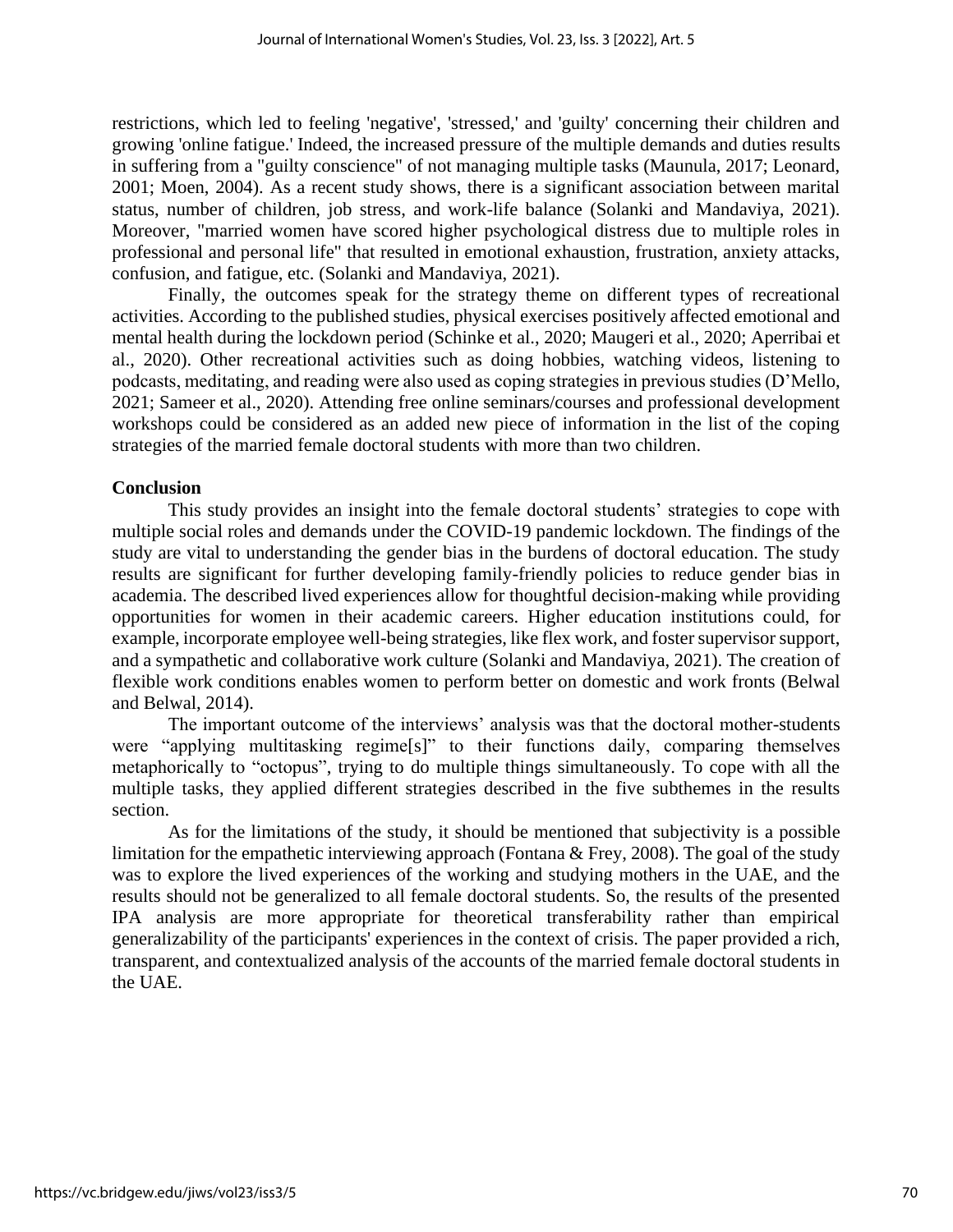restrictions, which led to feeling 'negative', 'stressed,' and 'guilty' concerning their children and growing 'online fatigue.' Indeed, the increased pressure of the multiple demands and duties results in suffering from a "guilty conscience" of not managing multiple tasks (Maunula, 2017; Leonard, 2001; Moen, 2004). As a recent study shows, there is a significant association between marital status, number of children, job stress, and work-life balance (Solanki and Mandaviya, 2021). Moreover, "married women have scored higher psychological distress due to multiple roles in professional and personal life" that resulted in emotional exhaustion, frustration, anxiety attacks, confusion, and fatigue, etc. (Solanki and Mandaviya, 2021).

Finally, the outcomes speak for the strategy theme on different types of recreational activities. According to the published studies, physical exercises positively affected emotional and mental health during the lockdown period (Schinke et al., 2020; Maugeri et al., 2020; Aperribai et al., 2020). Other recreational activities such as doing hobbies, watching videos, listening to podcasts, meditating, and reading were also used as coping strategies in previous studies (D'Mello, 2021; Sameer et al., 2020). Attending free online seminars/courses and professional development workshops could be considered as an added new piece of information in the list of the coping strategies of the married female doctoral students with more than two children.

## Conclusion

This study provides an insight into the female doctoral students' strategies to cope with multiple social roles and demands under the COVID-19 pandemic lockdown. The findings of the study are vital to understanding the gender bias in the burdens of doctoral education. The study results are significant for further developing family-friendly policies to reduce gender bias in academia. The described lived experiences allow for thoughtful decision-making while providing opportunities for women in their academic careers. Higher education institutions could, for example, incorporate employee well-being strategies, like flex work, and foster supervisor support, and a sympathetic and collaborative work culture (Solanki and Mandaviya, 2021). The creation of flexible work conditions enables women to perform better on domestic and work fronts (Belwal and Belwal, 2014).

The important outcome of the interviews' analysis was that the doctoral mother-students were "applying multitasking regime[s]" to their functions daily, comparing themselves metaphorically to "octopus", trying to do multiple things simultaneously. To cope with all the multiple tasks, they applied different strategies described in the five subthemes in the results section.

As for the limitations of the study, it should be mentioned that subjectivity is a possible limitation for the empathetic interviewing approach (Fontana & Frey, 2008). The goal of the study was to explore the lived experiences of the working and studying mothers in the UAE, and the results should not be generalized to all female doctoral students. So, the results of the presented IPA analysis are more appropriate for theoretical transferability rather than empirical generalizability of the participants' experiences in the context of crisis. The paper provided a rich, transparent, and contextualized analysis of the accounts of the married female doctoral students in the UAE.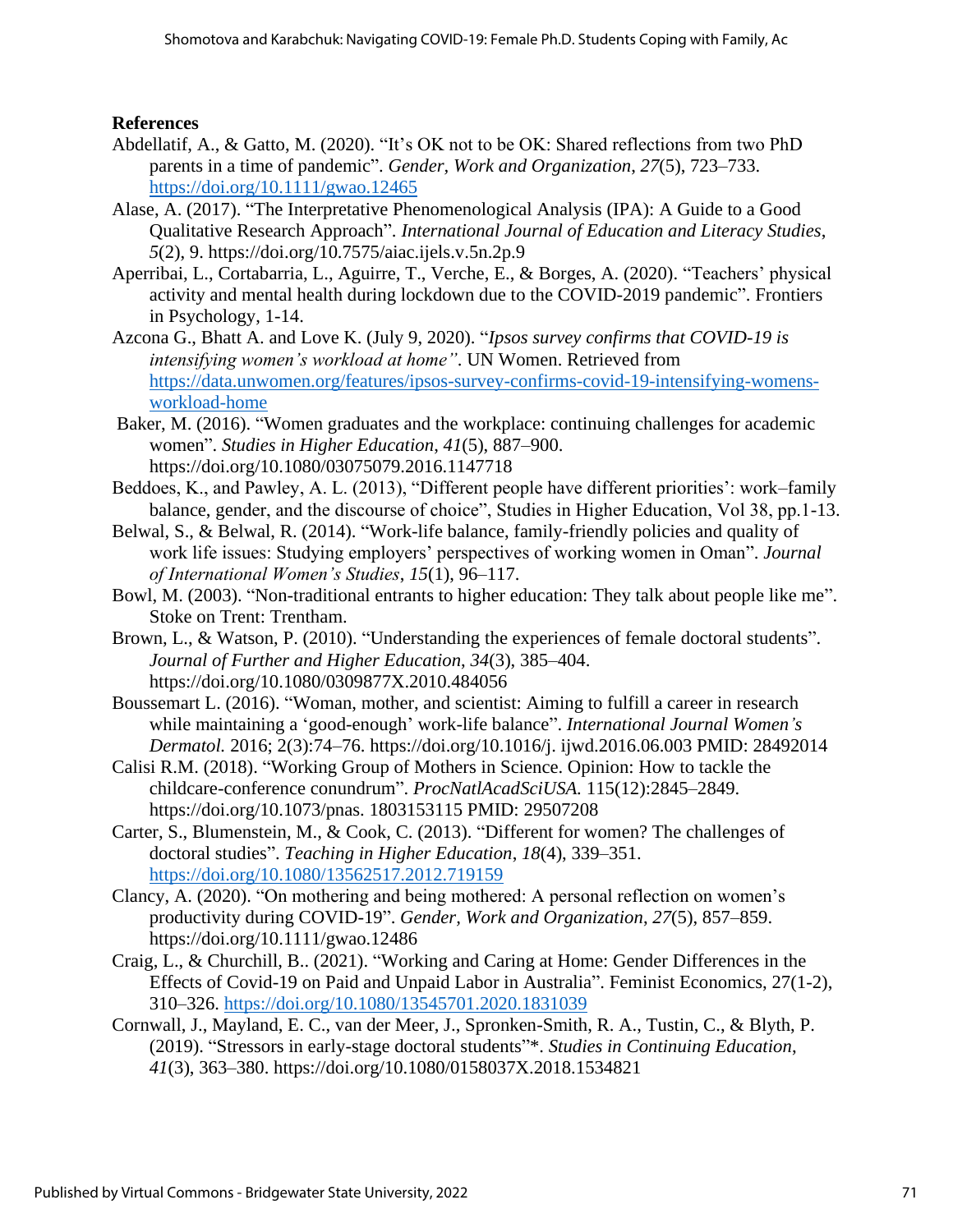**References**

Abdellatif, A., & Gatto, M. (2020). "It's OK not to be OK: Shared reflections from two PhD parents in a time of pandemic". *Gender, Work and Organization*, *27*(5), 723–733. https://doi.org/10.1111/gwao.12465

Alase, A. (2017). "The Interpretative Phenomenological Analysis (IPA): A Guide to a Good Qualitative Research Approach". *International Journal of Education and Literacy Studies*, *5*(2), 9. https://doi.org/10.7575/aiac.ijels.v.5n.2p.9

Aperribai, L., Cortabarria, L., Aguirre, T., Verche, E., & Borges, A. (2020). "Teachers' physical activity and mental health during lockdown due to the COVID-2019 pandemic". Frontiers in Psychology, 1-14.

Azcona G., Bhatt A. and Love K. (July 9, 2020). "*Ipsos survey confirms that COVID-19 is intensifying women's workload at home*". UN Women. Retrieved from https://data.unwomen.org/features/ipsos-survey-confirms-covid-19-intensifying-womens-workload-home

Baker, M. (2016). "Women graduates and the workplace: continuing challenges for academic women". *Studies in Higher Education*, *41*(5), 887–900. https://doi.org/10.1080/03075079.2016.1147718

Beddoes, K., and Pawley, A. L. (2013), "Different people have different priorities': work–family balance, gender, and the discourse of choice", Studies in Higher Education, Vol 38, pp.1-13.

Belwal, S., & Belwal, R. (2014). "Work-life balance, family-friendly policies and quality of work life issues: Studying employers' perspectives of working women in Oman". *Journal of International Women's Studies*, *15*(1), 96–117.

Bowl, M. (2003). "Non-traditional entrants to higher education: They talk about people like me". Stoke on Trent: Trentham.

Brown, L., & Watson, P. (2010). "Understanding the experiences of female doctoral students". *Journal of Further and Higher Education*, *34*(3), 385–404. https://doi.org/10.1080/0309877X.2010.484056

Boussemart L. (2016). "Woman, mother, and scientist: Aiming to fulfill a career in research while maintaining a 'good-enough' work-life balance". *International Journal Women's Dermatol.* 2016; 2(3):74–76. https://doi.org/10.1016/j. ijwd.2016.06.003 PMID: 28492014

Calisi R.M. (2018). "Working Group of Mothers in Science. Opinion: How to tackle the childcare-conference conundrum". *ProcNatlAcadSciUSA.* 115(12):2845–2849. https://doi.org/10.1073/pnas. 1803153115 PMID: 29507208

Carter, S., Blumenstein, M., & Cook, C. (2013). "Different for women? The challenges of doctoral studies". *Teaching in Higher Education*, *18*(4), 339–351. https://doi.org/10.1080/13562517.2012.719159

Clancy, A. (2020). "On mothering and being mothered: A personal reflection on women's productivity during COVID-19". *Gender, Work and Organization*, *27*(5), 857–859. https://doi.org/10.1111/gwao.12486

Craig, L., & Churchill, B.. (2021). "Working and Caring at Home: Gender Differences in the Effects of Covid-19 on Paid and Unpaid Labor in Australia". Feminist Economics, 27(1-2), 310–326. https://doi.org/10.1080/13545701.2020.1831039

Cornwall, J., Mayland, E. C., van der Meer, J., Spronken-Smith, R. A., Tustin, C., & Blyth, P. (2019). "Stressors in early-stage doctoral students"*. *Studies in Continuing Education*, *41*(3), 363–380. https://doi.org/10.1080/0158037X.2018.1534821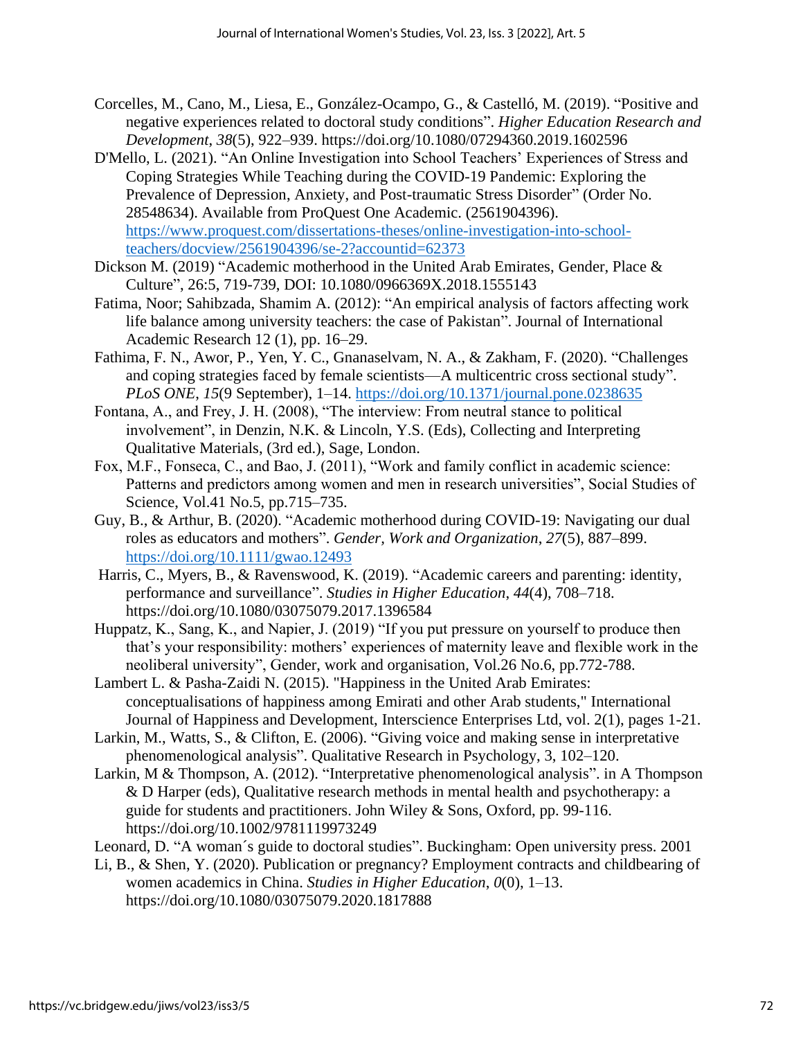Corcelles, M., Cano, M., Liesa, E., González-Ocampo, G., & Castelló, M. (2019). "Positive and negative experiences related to doctoral study conditions". *Higher Education Research and Development*, *38*(5), 922–939. https://doi.org/10.1080/07294360.2019.1602596

D'Mello, L. (2021). "An Online Investigation into School Teachers' Experiences of Stress and Coping Strategies While Teaching during the COVID-19 Pandemic: Exploring the Prevalence of Depression, Anxiety, and Post-traumatic Stress Disorder" (Order No. 28548634). Available from ProQuest One Academic. (2561904396). https://www.proquest.com/dissertations-theses/online-investigation-into-school-teachers/docview/2561904396/se-2?accountid=62373

Dickson M. (2019) "Academic motherhood in the United Arab Emirates, Gender, Place & Culture", 26:5, 719-739, DOI: 10.1080/0966369X.2018.1555143

Fatima, Noor; Sahibzada, Shamim A. (2012): "An empirical analysis of factors affecting work life balance among university teachers: the case of Pakistan". Journal of International Academic Research 12 (1), pp. 16–29.

Fathima, F. N., Awor, P., Yen, Y. C., Gnanaselvam, N. A., & Zakham, F. (2020). "Challenges and coping strategies faced by female scientists—A multicentric cross sectional study". *PLoS ONE*, *15*(9 September), 1–14. https://doi.org/10.1371/journal.pone.0238635

Fontana, A., and Frey, J. H. (2008), "The interview: From neutral stance to political involvement", in Denzin, N.K. & Lincoln, Y.S. (Eds), Collecting and Interpreting Qualitative Materials, (3rd ed.), Sage, London.

Fox, M.F., Fonseca, C., and Bao, J. (2011), "Work and family conflict in academic science: Patterns and predictors among women and men in research universities", Social Studies of Science, Vol.41 No.5, pp.715–735.

Guy, B., & Arthur, B. (2020). "Academic motherhood during COVID-19: Navigating our dual roles as educators and mothers". *Gender, Work and Organization*, *27*(5), 887–899. https://doi.org/10.1111/gwao.12493

Harris, C., Myers, B., & Ravenswood, K. (2019). "Academic careers and parenting: identity, performance and surveillance". *Studies in Higher Education*, *44*(4), 708–718. https://doi.org/10.1080/03075079.2017.1396584

Huppatz, K., Sang, K., and Napier, J. (2019) "If you put pressure on yourself to produce then that's your responsibility: mothers' experiences of maternity leave and flexible work in the neoliberal university", Gender, work and organisation, Vol.26 No.6, pp.772-788.

Lambert L. & Pasha-Zaidi N. (2015). "Happiness in the United Arab Emirates: conceptualisations of happiness among Emirati and other Arab students," International Journal of Happiness and Development, Interscience Enterprises Ltd, vol. 2(1), pages 1-21.

Larkin, M., Watts, S., & Clifton, E. (2006). "Giving voice and making sense in interpretative phenomenological analysis". Qualitative Research in Psychology, 3, 102–120.

Larkin, M & Thompson, A. (2012). "Interpretative phenomenological analysis". in A Thompson & D Harper (eds), Qualitative research methods in mental health and psychotherapy: a guide for students and practitioners. John Wiley & Sons, Oxford, pp. 99-116. https://doi.org/10.1002/9781119973249

Leonard, D. "A woman´s guide to doctoral studies". Buckingham: Open university press. 2001

Li, B., & Shen, Y. (2020). Publication or pregnancy? Employment contracts and childbearing of women academics in China. *Studies in Higher Education*, *0*(0), 1–13. https://doi.org/10.1080/03075079.2020.1817888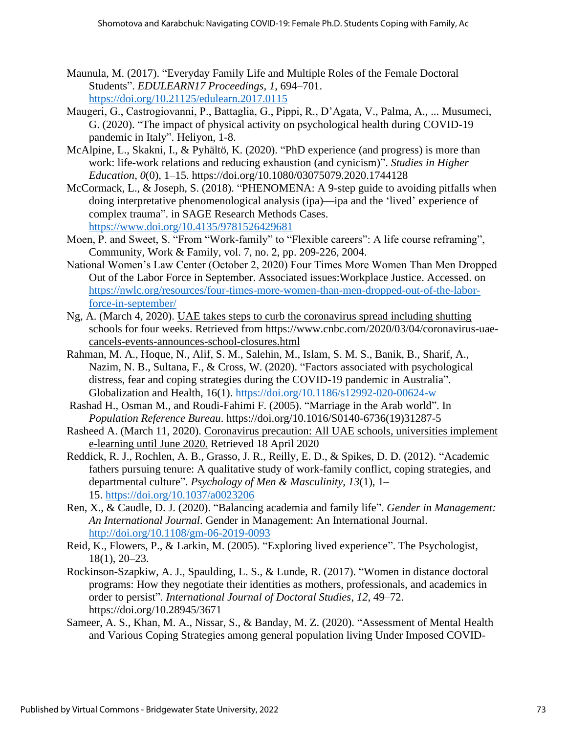Maunula, M. (2017). "Everyday Family Life and Multiple Roles of the Female Doctoral Students". *EDULEARN17 Proceedings*, *1*, 694–701. https://doi.org/10.21125/edulearn.2017.0115

Maugeri, G., Castrogiovanni, P., Battaglia, G., Pippi, R., D'Agata, V., Palma, A., ... Musumeci, G. (2020). "The impact of physical activity on psychological health during COVID-19 pandemic in Italy". Heliyon, 1-8.

McAlpine, L., Skakni, I., & Pyhältö, K. (2020). "PhD experience (and progress) is more than work: life-work relations and reducing exhaustion (and cynicism)". *Studies in Higher Education*, *0*(0), 1–15. https://doi.org/10.1080/03075079.2020.1744128

McCormack, L., & Joseph, S. (2018). "PHENOMENA: A 9-step guide to avoiding pitfalls when doing interpretative phenomenological analysis (ipa)—ipa and the 'lived' experience of complex trauma". in SAGE Research Methods Cases. https://www.doi.org/10.4135/9781526429681

Moen, P. and Sweet, S. "From "Work-family" to "Flexible careers": A life course reframing", Community, Work & Family, vol. 7, no. 2, pp. 209-226, 2004.

National Women's Law Center (October 2, 2020) Four Times More Women Than Men Dropped Out of the Labor Force in September. Associated issues:Workplace Justice. Accessed. on https://nwlc.org/resources/four-times-more-women-than-men-dropped-out-of-the-labor-force-in-september/

Ng, A. (March 4, 2020). UAE takes steps to curb the coronavirus spread including shutting schools for four weeks. Retrieved from https://www.cnbc.com/2020/03/04/coronavirus-uae-cancels-events-announces-school-closures.html

Rahman, M. A., Hoque, N., Alif, S. M., Salehin, M., Islam, S. M. S., Banik, B., Sharif, A., Nazim, N. B., Sultana, F., & Cross, W. (2020). "Factors associated with psychological distress, fear and coping strategies during the COVID-19 pandemic in Australia". Globalization and Health, 16(1). https://doi.org/10.1186/s12992-020-00624-w

Rashad H., Osman M., and Roudi-Fahimi F. (2005). "Marriage in the Arab world". In *Population Reference Bureau*. https://doi.org/10.1016/S0140-6736(19)31287-5

Rasheed A. (March 11, 2020). Coronavirus precaution: All UAE schools, universities implement e-learning until June 2020. Retrieved 18 April 2020

Reddick, R. J., Rochlen, A. B., Grasso, J. R., Reilly, E. D., & Spikes, D. D. (2012). "Academic fathers pursuing tenure: A qualitative study of work-family conflict, coping strategies, and departmental culture". *Psychology of Men & Masculinity*, *13*(1), 1–15. https://doi.org/10.1037/a0023206

Ren, X., & Caudle, D. J. (2020). "Balancing academia and family life". *Gender in Management: An International Journal*. Gender in Management: An International Journal. http://doi.org/10.1108/gm-06-2019-0093

Reid, K., Flowers, P., & Larkin, M. (2005). "Exploring lived experience". The Psychologist, 18(1), 20–23.

Rockinson-Szapkiw, A. J., Spaulding, L. S., & Lunde, R. (2017). "Women in distance doctoral programs: How they negotiate their identities as mothers, professionals, and academics in order to persist". *International Journal of Doctoral Studies*, *12*, 49–72. https://doi.org/10.28945/3671

Sameer, A. S., Khan, M. A., Nissar, S., & Banday, M. Z. (2020). "Assessment of Mental Health and Various Coping Strategies among general population living Under Imposed COVID-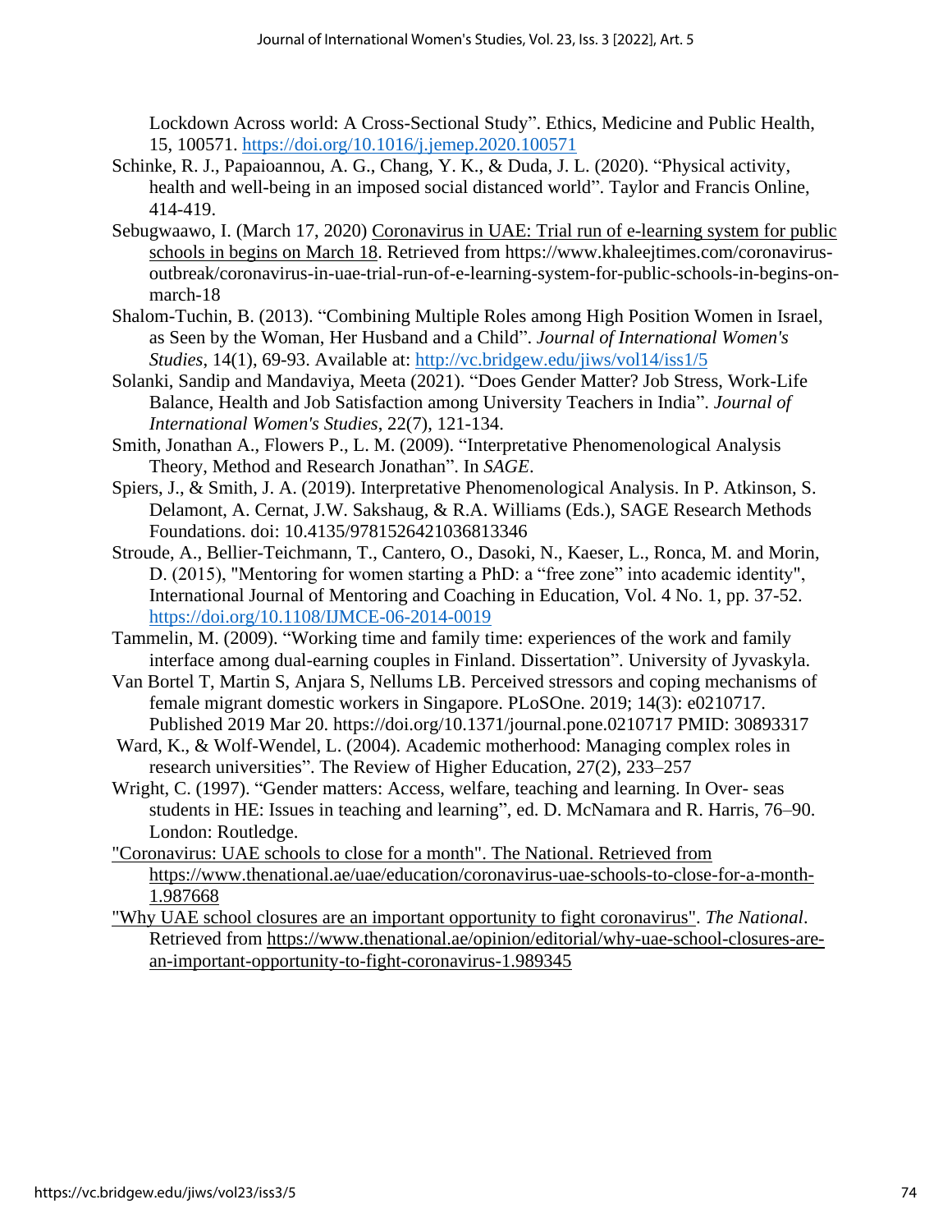Lockdown Across world: A Cross-Sectional Study". Ethics, Medicine and Public Health, 15, 100571. https://doi.org/10.1016/j.jemep.2020.100571

Schinke, R. J., Papaioannou, A. G., Chang, Y. K., & Duda, J. L. (2020). "Physical activity, health and well-being in an imposed social distanced world". Taylor and Francis Online, 414-419.

Sebugwaawo, I. (March 17, 2020) Coronavirus in UAE: Trial run of e-learning system for public schools in begins on March 18. Retrieved from https://www.khaleejtimes.com/coronavirus-outbreak/coronavirus-in-uae-trial-run-of-e-learning-system-for-public-schools-in-begins-on-march-18

Shalom-Tuchin, B. (2013). "Combining Multiple Roles among High Position Women in Israel, as Seen by the Woman, Her Husband and a Child". *Journal of International Women's Studies*, 14(1), 69-93. Available at: http://vc.bridgew.edu/jiws/vol14/iss1/5

Solanki, Sandip and Mandaviya, Meeta (2021). "Does Gender Matter? Job Stress, Work-Life Balance, Health and Job Satisfaction among University Teachers in India". *Journal of International Women's Studies*, 22(7), 121-134.

Smith, Jonathan A., Flowers P., L. M. (2009). "Interpretative Phenomenological Analysis Theory, Method and Research Jonathan". In *SAGE*.

Spiers, J., & Smith, J. A. (2019). Interpretative Phenomenological Analysis. In P. Atkinson, S. Delamont, A. Cernat, J.W. Sakshaug, & R.A. Williams (Eds.), SAGE Research Methods Foundations. doi: 10.4135/9781526421036813346

Stroude, A., Bellier-Teichmann, T., Cantero, O., Dasoki, N., Kaeser, L., Ronca, M. and Morin, D. (2015), "Mentoring for women starting a PhD: a "free zone" into academic identity", International Journal of Mentoring and Coaching in Education, Vol. 4 No. 1, pp. 37-52. https://doi.org/10.1108/IJMCE-06-2014-0019

Tammelin, M. (2009). "Working time and family time: experiences of the work and family interface among dual-earning couples in Finland. Dissertation". University of Jyvaskyla.

Van Bortel T, Martin S, Anjara S, Nellums LB. Perceived stressors and coping mechanisms of female migrant domestic workers in Singapore. PLoSOne. 2019; 14(3): e0210717. Published 2019 Mar 20. https://doi.org/10.1371/journal.pone.0210717 PMID: 30893317

Ward, K., & Wolf-Wendel, L. (2004). Academic motherhood: Managing complex roles in research universities". The Review of Higher Education, 27(2), 233–257

Wright, C. (1997). "Gender matters: Access, welfare, teaching and learning. In Over- seas students in HE: Issues in teaching and learning", ed. D. McNamara and R. Harris, 76–90. London: Routledge.

"Coronavirus: UAE schools to close for a month". The National. Retrieved from https://www.thenational.ae/uae/education/coronavirus-uae-schools-to-close-for-a-month-1.987668

"Why UAE school closures are an important opportunity to fight coronavirus". *The National*. Retrieved from https://www.thenational.ae/opinion/editorial/why-uae-school-closures-are-an-important-opportunity-to-fight-coronavirus-1.989345